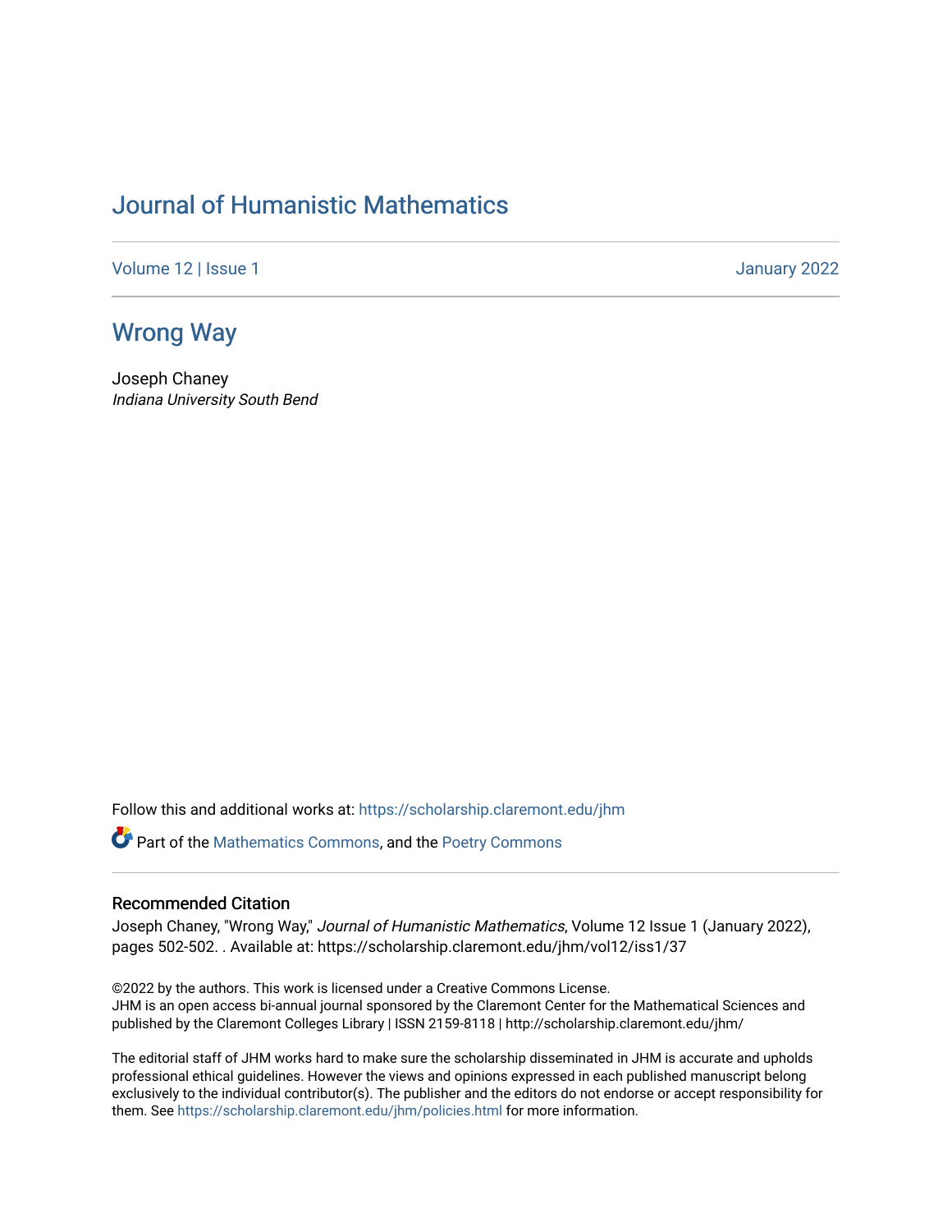# Journal of Humanistic Mathematics

Volume 12 | Issue 1 January 2022

## Wrong Way

Joseph Chaney
*Indiana University South Bend*

Follow this and additional works at: https://scholarship.claremont.edu/jhm

Part of the Mathematics Commons, and the Poetry Commons

### Recommended Citation

Joseph Chaney, "Wrong Way," *Journal of Humanistic Mathematics*, Volume 12 Issue 1 (January 2022), pages 502-502. . Available at: https://scholarship.claremont.edu/jhm/vol12/iss1/37

©2022 by the authors. This work is licensed under a Creative Commons License.
JHM is an open access bi-annual journal sponsored by the Claremont Center for the Mathematical Sciences and published by the Claremont Colleges Library | ISSN 2159-8118 | http://scholarship.claremont.edu/jhm/

The editorial staff of JHM works hard to make sure the scholarship disseminated in JHM is accurate and upholds professional ethical guidelines. However the views and opinions expressed in each published manuscript belong exclusively to the individual contributor(s). The publisher and the editors do not endorse or accept responsibility for them. See https://scholarship.claremont.edu/jhm/policies.html for more information.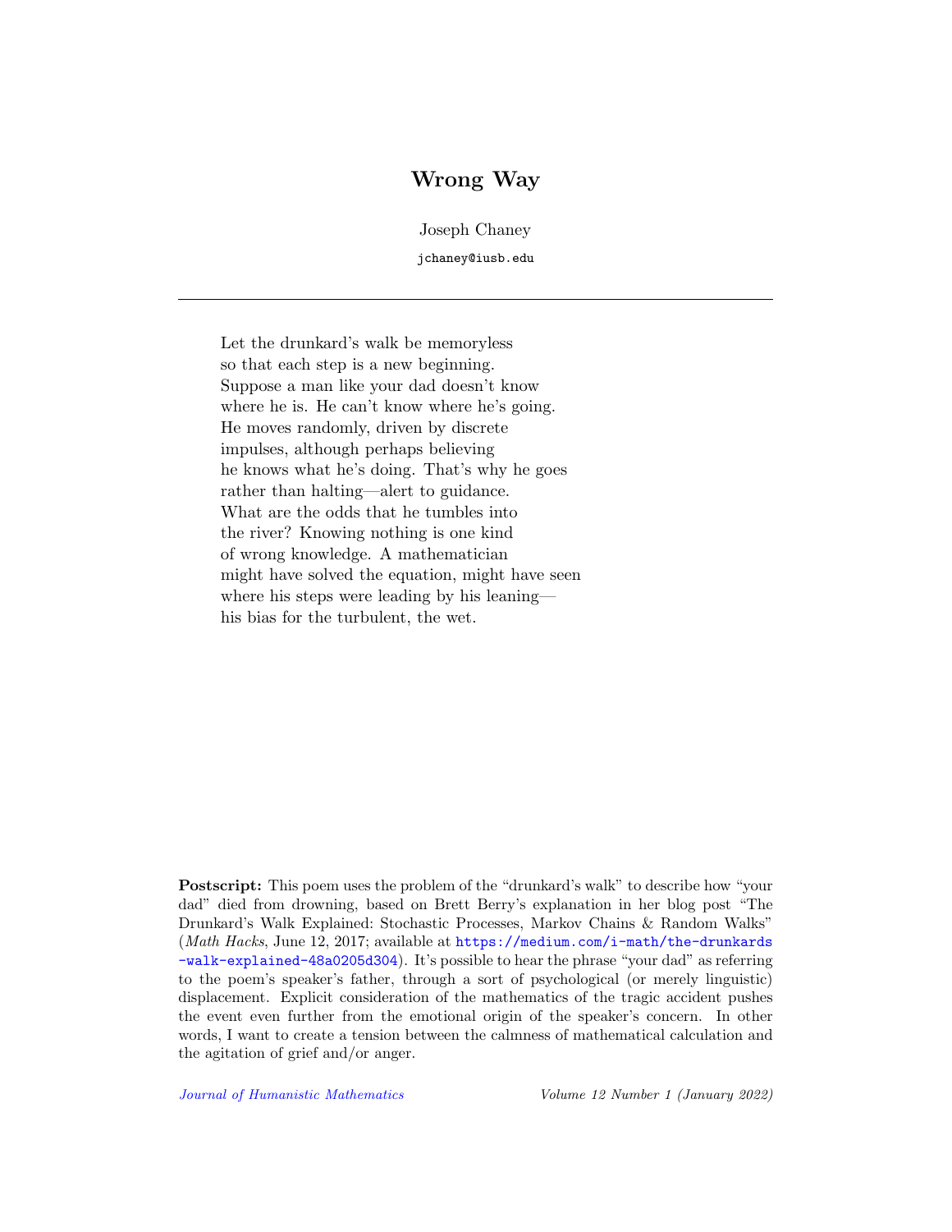# Wrong Way

Joseph Chaney

jchaney@iusb.edu

---

Let the drunkard's walk be memoryless
so that each step is a new beginning.
Suppose a man like your dad doesn't know
where he is. He can't know where he's going.
He moves randomly, driven by discrete
impulses, although perhaps believing
he knows what he's doing. That's why he goes
rather than halting—alert to guidance.
What are the odds that he tumbles into
the river? Knowing nothing is one kind
of wrong knowledge. A mathematician
might have solved the equation, might have seen
where his steps were leading by his leaning—
his bias for the turbulent, the wet.

**Postscript:** This poem uses the problem of the "drunkard's walk" to describe how "your dad" died from drowning, based on Brett Berry's explanation in her blog post "The Drunkard's Walk Explained: Stochastic Processes, Markov Chains & Random Walks" (*Math Hacks*, June 12, 2017; available at https://medium.com/i-math/the-drunkards-walk-explained-48a0205d304). It's possible to hear the phrase "your dad" as referring to the poem's speaker's father, through a sort of psychological (or merely linguistic) displacement. Explicit consideration of the mathematics of the tragic accident pushes the event even further from the emotional origin of the speaker's concern. In other words, I want to create a tension between the calmness of mathematical calculation and the agitation of grief and/or anger.